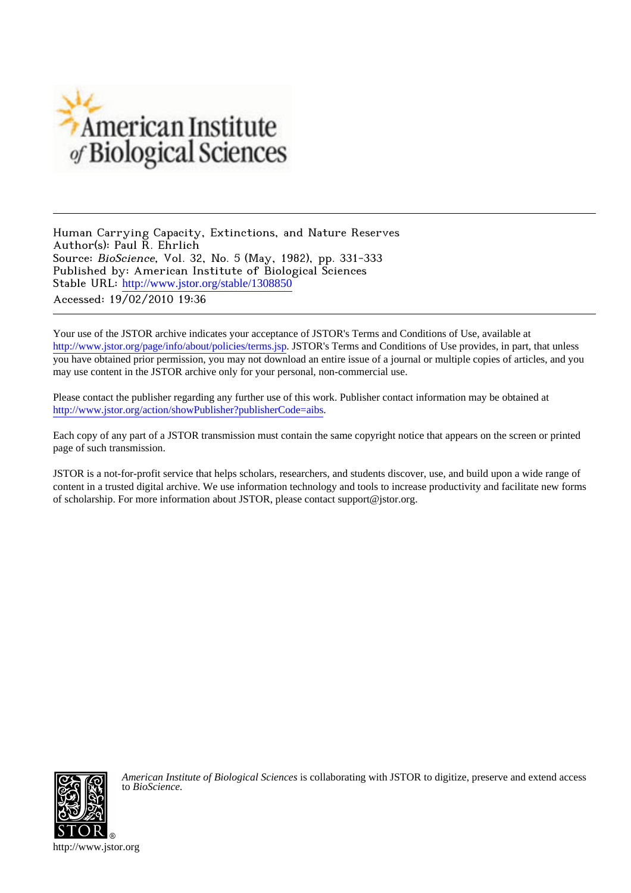American Institute of Biological Sciences

Human Carrying Capacity, Extinctions, and Nature Reserves
Author(s): Paul R. Ehrlich
Source: *BioScience*, Vol. 32, No. 5 (May, 1982), pp. 331-333
Published by: American Institute of Biological Sciences
Stable URL: http://www.jstor.org/stable/1308850
Accessed: 19/02/2010 19:36

Your use of the JSTOR archive indicates your acceptance of JSTOR's Terms and Conditions of Use, available at http://www.jstor.org/page/info/about/policies/terms.jsp. JSTOR's Terms and Conditions of Use provides, in part, that unless you have obtained prior permission, you may not download an entire issue of a journal or multiple copies of articles, and you may use content in the JSTOR archive only for your personal, non-commercial use.

Please contact the publisher regarding any further use of this work. Publisher contact information may be obtained at http://www.jstor.org/action/showPublisher?publisherCode=aibs.

Each copy of any part of a JSTOR transmission must contain the same copyright notice that appears on the screen or printed page of such transmission.

JSTOR is a not-for-profit service that helps scholars, researchers, and students discover, use, and build upon a wide range of content in a trusted digital archive. We use information technology and tools to increase productivity and facilitate new forms of scholarship. For more information about JSTOR, please contact support@jstor.org.

*American Institute of Biological Sciences* is collaborating with JSTOR to digitize, preserve and extend access to *BioScience*.

http://www.jstor.org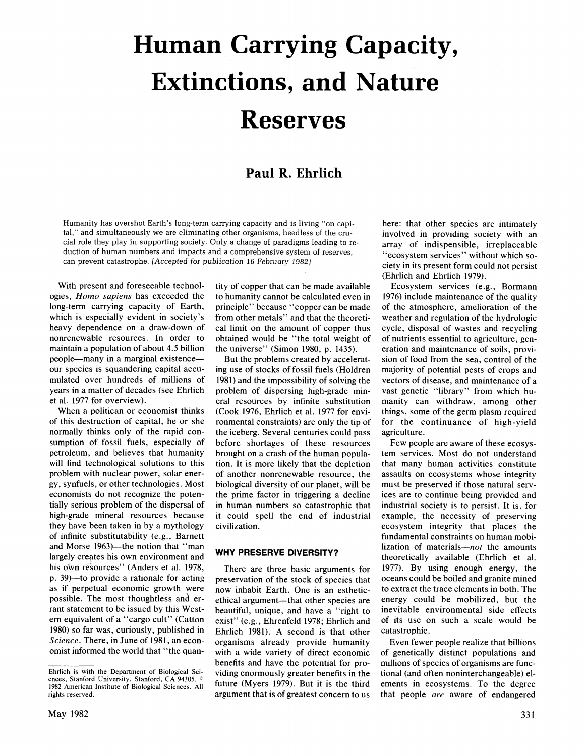# Human Carrying Capacity, Extinctions, and Nature Reserves

## Paul R. Ehrlich

Humanity has overshot Earth's long-term carrying capacity and is living "on capital," and simultaneously we are eliminating other organisms, heedless of the crucial role they play in supporting society. Only a change of paradigms leading to reduction of human numbers and impacts and a comprehensive system of reserves, can prevent catastrophe. *(Accepted for publication 16 February 1982)*

With present and foreseeable technologies, *Homo sapiens* has exceeded the long-term carrying capacity of Earth, which is especially evident in society's heavy dependence on a draw-down of nonrenewable resources. In order to maintain a population of about 4.5 billion people—many in a marginal existence—our species is squandering capital accumulated over hundreds of millions of years in a matter of decades (see Ehrlich et al. 1977 for overview).

When a politican or economist thinks of this destruction of capital, he or she normally thinks only of the rapid consumption of fossil fuels, especially of petroleum, and believes that humanity will find technological solutions to this problem with nuclear power, solar energy, synfuels, or other technologies. Most economists do not recognize the potentially serious problem of the dispersal of high-grade mineral resources because they have been taken in by a mythology of infinite substitutability (e.g., Barnett and Morse 1963)—the notion that "man largely creates his own environment and his own resources" (Anders et al. 1978, p. 39)—to provide a rationale for acting as if perpetual economic growth were possible. The most thoughtless and errant statement to be issued by this Western equivalent of a "cargo cult" (Catton 1980) so far was, curiously, published in *Science*. There, in June of 1981, an economist informed the world that "the quantity of copper that can be made available to humanity cannot be calculated even in principle" because "copper can be made from other metals" and that the theoretical limit on the amount of copper thus obtained would be "the total weight of the universe" (Simon 1980, p. 1435).

But the problems created by accelerating use of stocks of fossil fuels (Holdren 1981) and the impossibility of solving the problem of dispersing high-grade mineral resources by infinite substitution (Cook 1976, Ehrlich et al. 1977 for environmental constraints) are only the tip of the iceberg. Several centuries could pass before shortages of these resources brought on a crash of the human population. It is more likely that the depletion of another nonrenewable resource, the biological diversity of our planet, will be the prime factor in triggering a decline in human numbers so catastrophic that it could spell the end of industrial civilization.

### WHY PRESERVE DIVERSITY?

There are three basic arguments for preservation of the stock of species that now inhabit Earth. One is an esthetic-ethical argument—that other species are beautiful, unique, and have a "right to exist" (e.g., Ehrenfeld 1978; Ehrlich and Ehrlich 1981). A second is that other organisms already provide humanity with a wide variety of direct economic benefits and have the potential for providing enormously greater benefits in the future (Myers 1979). But it is the third argument that is of greatest concern to us here: that other species are intimately involved in providing society with an array of indispensible, irreplaceable "ecosystem services" without which society in its present form could not persist (Ehrlich and Ehrlich 1979).

Ecosystem services (e.g., Bormann 1976) include maintenance of the quality of the atmosphere, amelioration of the weather and regulation of the hydrologic cycle, disposal of wastes and recycling of nutrients essential to agriculture, generation and maintenance of soils, provision of food from the sea, control of the majority of potential pests of crops and vectors of disease, and maintenance of a vast genetic "library" from which humanity can withdraw, among other things, some of the germ plasm required for the continuance of high-yield agriculture.

Few people are aware of these ecosystem services. Most do not understand that many human activities constitute assaults on ecosystems whose integrity must be preserved if those natural services are to continue being provided and industrial society is to persist. It is, for example, the necessity of preserving ecosystem integrity that places the fundamental constraints on human mobilization of materials—*not* the amounts theoretically available (Ehrlich et al. 1977). By using enough energy, the oceans could be boiled and granite mined to extract the trace elements in both. The energy could be mobilized, but the inevitable environmental side effects of its use on such a scale would be catastrophic.

Even fewer people realize that billions of genetically distinct populations and millions of species of organisms are functional (and often noninterchangeable) elements in ecosystems. To the degree that people *are* aware of endangered

Ehrlich is with the Department of Biological Sciences, Stanford University, Stanford, CA 94305. © 1982 American Institute of Biological Sciences. All rights reserved.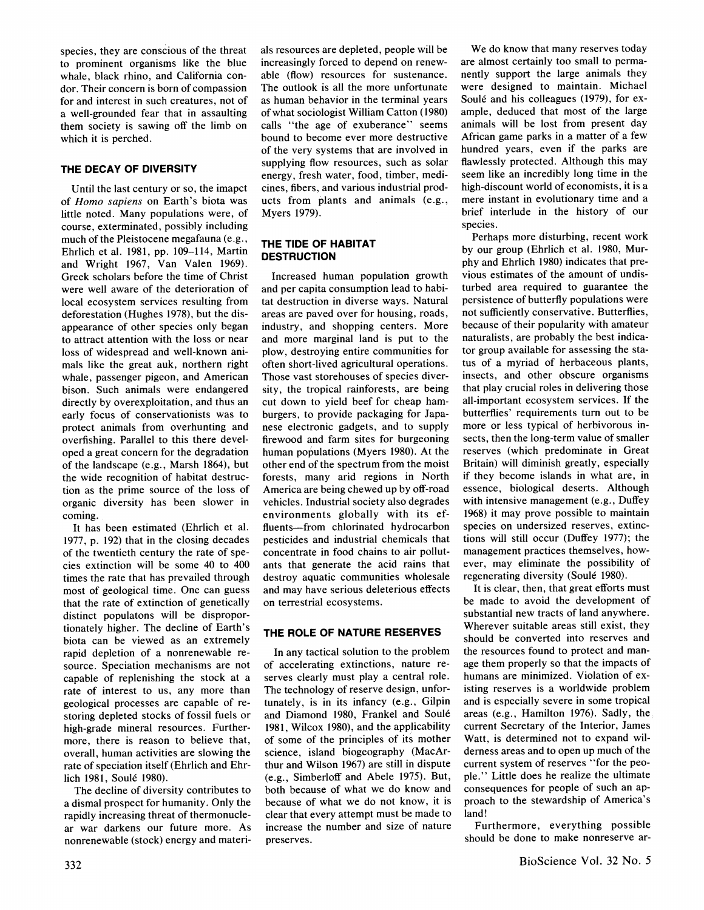species, they are conscious of the threat to prominent organisms like the blue whale, black rhino, and California condor. Their concern is born of compassion for and interest in such creatures, not of a well-grounded fear that in assaulting them society is sawing off the limb on which it is perched.

## THE DECAY OF DIVERSITY

Until the last century or so, the imapct of *Homo sapiens* on Earth's biota was little noted. Many populations were, of course, exterminated, possibly including much of the Pleistocene megafauna (e.g., Ehrlich et al. 1981, pp. 109–114, Martin and Wright 1967, Van Valen 1969). Greek scholars before the time of Christ were well aware of the deterioration of local ecosystem services resulting from deforestation (Hughes 1978), but the disappearance of other species only began to attract attention with the loss or near loss of widespread and well-known animals like the great auk, northern right whale, passenger pigeon, and American bison. Such animals were endangered directly by overexploitation, and thus an early focus of conservationists was to protect animals from overhunting and overfishing. Parallel to this there developed a great concern for the degradation of the landscape (e.g., Marsh 1864), but the wide recognition of habitat destruction as the prime source of the loss of organic diversity has been slower in coming.

It has been estimated (Ehrlich et al. 1977, p. 192) that in the closing decades of the twentieth century the rate of species extinction will be some 40 to 400 times the rate that has prevailed through most of geological time. One can guess that the rate of extinction of genetically distinct populatons will be disproportionately higher. The decline of Earth's biota can be viewed as an extremely rapid depletion of a nonrenewable resource. Speciation mechanisms are not capable of replenishing the stock at a rate of interest to us, any more than geological processes are capable of restoring depleted stocks of fossil fuels or high-grade mineral resources. Furthermore, there is reason to believe that, overall, human activities are slowing the rate of speciation itself (Ehrlich and Ehrlich 1981, Soulé 1980).

The decline of diversity contributes to a dismal prospect for humanity. Only the rapidly increasing threat of thermonuclear war darkens our future more. As nonrenewable (stock) energy and materials resources are depleted, people will be increasingly forced to depend on renewable (flow) resources for sustenance. The outlook is all the more unfortunate as human behavior in the terminal years of what sociologist William Catton (1980) calls "the age of exuberance" seems bound to become ever more destructive of the very systems that are involved in supplying flow resources, such as solar energy, fresh water, food, timber, medicines, fibers, and various industrial products from plants and animals (e.g., Myers 1979).

## THE TIDE OF HABITAT DESTRUCTION

Increased human population growth and per capita consumption lead to habitat destruction in diverse ways. Natural areas are paved over for housing, roads, industry, and shopping centers. More and more marginal land is put to the plow, destroying entire communities for often short-lived agricultural operations. Those vast storehouses of species diversity, the tropical rainforests, are being cut down to yield beef for cheap hamburgers, to provide packaging for Japanese electronic gadgets, and to supply firewood and farm sites for burgeoning human populations (Myers 1980). At the other end of the spectrum from the moist forests, many arid regions in North America are being chewed up by off-road vehicles. Industrial society also degrades environments globally with its effluents—from chlorinated hydrocarbon pesticides and industrial chemicals that concentrate in food chains to air pollutants that generate the acid rains that destroy aquatic communities wholesale and may have serious deleterious effects on terrestrial ecosystems.

## THE ROLE OF NATURE RESERVES

In any tactical solution to the problem of accelerating extinctions, nature reserves clearly must play a central role. The technology of reserve design, unfortunately, is in its infancy (e.g., Gilpin and Diamond 1980, Frankel and Soulé 1981, Wilcox 1980), and the applicability of some of the principles of its mother science, island biogeography (MacArthur and Wilson 1967) are still in dispute (e.g., Simberloff and Abele 1975). But, both because of what we do know and because of what we do not know, it is clear that every attempt must be made to increase the number and size of nature preserves.

We do know that many reserves today are almost certainly too small to permanently support the large animals they were designed to maintain. Michael Soulé and his colleagues (1979), for example, deduced that most of the large animals will be lost from present day African game parks in a matter of a few hundred years, even if the parks are flawlessly protected. Although this may seem like an incredibly long time in the high-discount world of economists, it is a mere instant in evolutionary time and a brief interlude in the history of our species.

Perhaps more disturbing, recent work by our group (Ehrlich et al. 1980, Murphy and Ehrlich 1980) indicates that previous estimates of the amount of undisturbed area required to guarantee the persistence of butterfly populations were not sufficiently conservative. Butterflies, because of their popularity with amateur naturalists, are probably the best indicator group available for assessing the status of a myriad of herbaceous plants, insects, and other obscure organisms that play crucial roles in delivering those all-important ecosystem services. If the butterflies' requirements turn out to be more or less typical of herbivorous insects, then the long-term value of smaller reserves (which predominate in Great Britain) will diminish greatly, especially if they become islands in what are, in essence, biological deserts. Although with intensive management (e.g., Duffey 1968) it may prove possible to maintain species on undersized reserves, extinctions will still occur (Duffey 1977); the management practices themselves, however, may eliminate the possibility of regenerating diversity (Soulé 1980).

It is clear, then, that great efforts must be made to avoid the development of substantial new tracts of land anywhere. Wherever suitable areas still exist, they should be converted into reserves and the resources found to protect and manage them properly so that the impacts of humans are minimized. Violation of existing reserves is a worldwide problem and is especially severe in some tropical areas (e.g., Hamilton 1976). Sadly, the current Secretary of the Interior, James Watt, is determined not to expand wilderness areas and to open up much of the current system of reserves "for the people." Little does he realize the ultimate consequences for people of such an approach to the stewardship of America's land!

Furthermore, everything possible should be done to make nonreserve ar-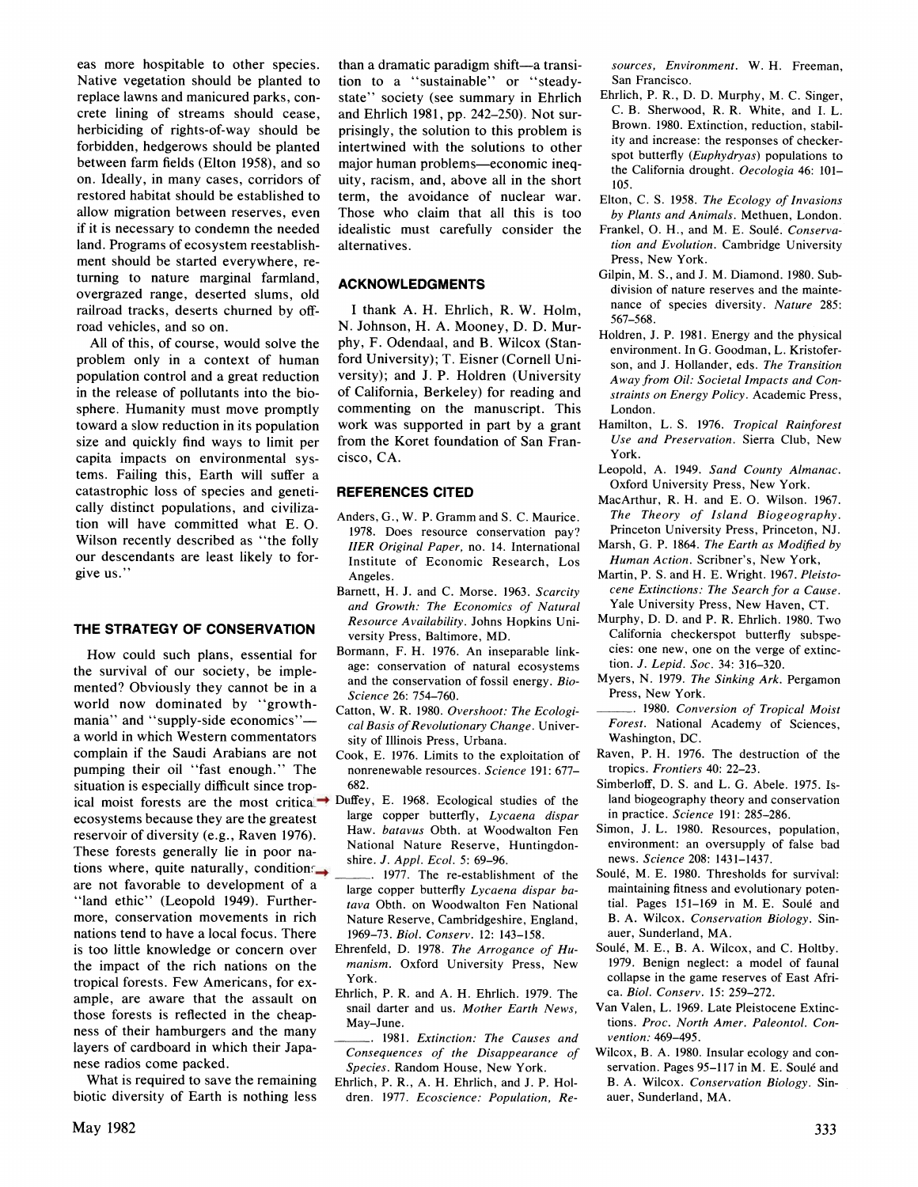eas more hospitable to other species. Native vegetation should be planted to replace lawns and manicured parks, concrete lining of streams should cease, herbiciding of rights-of-way should be forbidden, hedgerows should be planted between farm fields (Elton 1958), and so on. Ideally, in many cases, corridors of restored habitat should be established to allow migration between reserves, even if it is necessary to condemn the needed land. Programs of ecosystem reestablishment should be started everywhere, returning to nature marginal farmland, overgrazed range, deserted slums, old railroad tracks, deserts churned by off-road vehicles, and so on.

All of this, of course, would solve the problem only in a context of human population control and a great reduction in the release of pollutants into the biosphere. Humanity must move promptly toward a slow reduction in its population size and quickly find ways to limit per capita impacts on environmental systems. Failing this, Earth will suffer a catastrophic loss of species and genetically distinct populations, and civilization will have committed what E. O. Wilson recently described as "the folly our descendants are least likely to forgive us."

## THE STRATEGY OF CONSERVATION

How could such plans, essential for the survival of our society, be implemented? Obviously they cannot be in a world now dominated by "growthmania" and "supply-side economics"—a world in which Western commentators complain if the Saudi Arabians are not pumping their oil "fast enough." The situation is especially difficult since tropical moist forests are the most critical ecosystems because they are the greatest reservoir of diversity (e.g., Raven 1976). These forests generally lie in poor nations where, quite naturally, conditions are not favorable to development of a "land ethic" (Leopold 1949). Furthermore, conservation movements in rich nations tend to have a local focus. There is too little knowledge or concern over the impact of the rich nations on the tropical forests. Few Americans, for example, are aware that the assault on those forests is reflected in the cheapness of their hamburgers and the many layers of cardboard in which their Japanese radios come packed.

What is required to save the remaining biotic diversity of Earth is nothing less than a dramatic paradigm shift—a transition to a "sustainable" or "steady-state" society (see summary in Ehrlich and Ehrlich 1981, pp. 242–250). Not surprisingly, the solution to this problem is intertwined with the solutions to other major human problems—economic inequity, racism, and, above all in the short term, the avoidance of nuclear war. Those who claim that all this is too idealistic must carefully consider the alternatives.

## ACKNOWLEDGMENTS

I thank A. H. Ehrlich, R. W. Holm, N. Johnson, H. A. Mooney, D. D. Murphy, F. Odendaal, and B. Wilcox (Stanford University); T. Eisner (Cornell University); and J. P. Holdren (University of California, Berkeley) for reading and commenting on the manuscript. This work was supported in part by a grant from the Koret foundation of San Francisco, CA.

## REFERENCES CITED

Anders, G., W. P. Gramm and S. C. Maurice. 1978. Does resource conservation pay? *IIER Original Paper,* no. 14. International Institute of Economic Research, Los Angeles.

Barnett, H. J. and C. Morse. 1963. *Scarcity and Growth: The Economics of Natural Resource Availability.* Johns Hopkins University Press, Baltimore, MD.

Bormann, F. H. 1976. An inseparable linkage: conservation of natural ecosystems and the conservation of fossil energy. *BioScience* 26: 754–760.

Catton, W. R. 1980. *Overshoot: The Ecological Basis of Revolutionary Change.* University of Illinois Press, Urbana.

Cook, E. 1976. Limits to the exploitation of nonrenewable resources. *Science* 191: 677–682.

Duffey, E. 1968. Ecological studies of the large copper butterfly, *Lycaena dispar* Haw. *batavus* Obth. at Woodwalton Fen National Nature Reserve, Huntingdonshire. *J. Appl. Ecol.* 5: 69–96.

———. 1977. The re-establishment of the large copper butterfly *Lycaena dispar batava* Obth. on Woodwalton Fen National Nature Reserve, Cambridgeshire, England, 1969–73. *Biol. Conserv.* 12: 143–158.

Ehrenfeld, D. 1978. *The Arrogance of Humanism.* Oxford University Press, New York.

Ehrlich, P. R. and A. H. Ehrlich. 1979. The snail darter and us. *Mother Earth News,* May–June.

———. 1981. *Extinction: The Causes and Consequences of the Disappearance of Species.* Random House, New York.

Ehrlich, P. R., A. H. Ehrlich, and J. P. Holdren. 1977. *Ecoscience: Population, Resources, Environment.* W. H. Freeman, San Francisco.

Ehrlich, P. R., D. D. Murphy, M. C. Singer, C. B. Sherwood, R. R. White, and I. L. Brown. 1980. Extinction, reduction, stability and increase: the responses of checkerspot butterfly (*Euphydryas*) populations to the California drought. *Oecologia* 46: 101–105.

Elton, C. S. 1958. *The Ecology of Invasions by Plants and Animals.* Methuen, London.

Frankel, O. H., and M. E. Soulé. *Conservation and Evolution.* Cambridge University Press, New York.

Gilpin, M. S., and J. M. Diamond. 1980. Subdivision of nature reserves and the maintenance of species diversity. *Nature* 285: 567–568.

Holdren, J. P. 1981. Energy and the physical environment. In G. Goodman, L. Kristoferson, and J. Hollander, eds. *The Transition Away from Oil: Societal Impacts and Constraints on Energy Policy.* Academic Press, London.

Hamilton, L. S. 1976. *Tropical Rainforest Use and Preservation.* Sierra Club, New York.

Leopold, A. 1949. *Sand County Almanac.* Oxford University Press, New York.

MacArthur, R. H. and E. O. Wilson. 1967. *The Theory of Island Biogeography.* Princeton University Press, Princeton, NJ.

Marsh, G. P. 1864. *The Earth as Modified by Human Action.* Scribner's, New York,

Martin, P. S. and H. E. Wright. 1967. *Pleistocene Extinctions: The Search for a Cause.* Yale University Press, New Haven, CT.

Murphy, D. D. and P. R. Ehrlich. 1980. Two California checkerspot butterfly subspecies: one new, one on the verge of extinction. *J. Lepid. Soc.* 34: 316–320.

Myers, N. 1979. *The Sinking Ark.* Pergamon Press, New York.

———. 1980. *Conversion of Tropical Moist Forest.* National Academy of Sciences, Washington, DC.

Raven, P. H. 1976. The destruction of the tropics. *Frontiers* 40: 22–23.

Simberloff, D. S. and L. G. Abele. 1975. Island biogeography theory and conservation in practice. *Science* 191: 285–286.

Simon, J. L. 1980. Resources, population, environment: an oversupply of false bad news. *Science* 208: 1431–1437.

Soulé, M. E. 1980. Thresholds for survival: maintaining fitness and evolutionary potential. Pages 151–169 in M. E. Soulé and B. A. Wilcox. *Conservation Biology.* Sinauer, Sunderland, MA.

Soulé, M. E., B. A. Wilcox, and C. Holtby. 1979. Benign neglect: a model of faunal collapse in the game reserves of East Africa. *Biol. Conserv.* 15: 259–272.

Van Valen, L. 1969. Late Pleistocene Extinctions. *Proc. North Amer. Paleontol. Convention:* 469–495.

Wilcox, B. A. 1980. Insular ecology and conservation. Pages 95–117 in M. E. Soulé and B. A. Wilcox. *Conservation Biology.* Sinauer, Sunderland, MA.